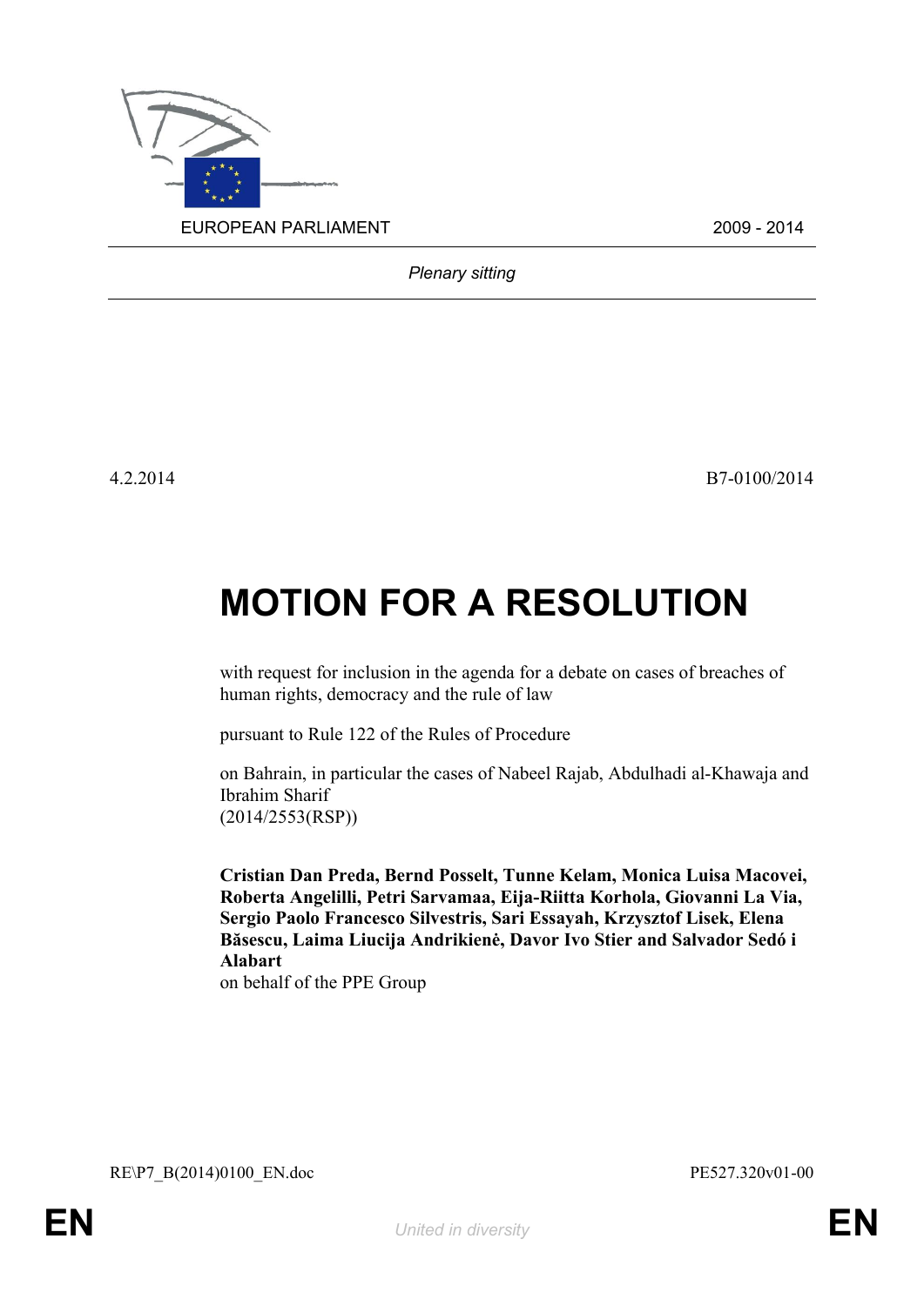EUROPEAN PARLIAMENT 2009 - 2014

*Plenary sitting*

4.2.2014 B7-0100/2014

# MOTION FOR A RESOLUTION

with request for inclusion in the agenda for a debate on cases of breaches of human rights, democracy and the rule of law

pursuant to Rule 122 of the Rules of Procedure

on Bahrain, in particular the cases of Nabeel Rajab, Abdulhadi al-Khawaja and Ibrahim Sharif
(2014/2553(RSP))

**Cristian Dan Preda, Bernd Posselt, Tunne Kelam, Monica Luisa Macovei, Roberta Angelilli, Petri Sarvamaa, Eija-Riitta Korhola, Giovanni La Via, Sergio Paolo Francesco Silvestris, Sari Essayah, Krzysztof Lisek, Elena Băsescu, Laima Liucija Andrikienė, Davor Ivo Stier and Salvador Sedó i Alabart**
on behalf of the PPE Group

RE\P7_B(2014)0100_EN.doc PE527.320v01-00

EN *United in diversity* EN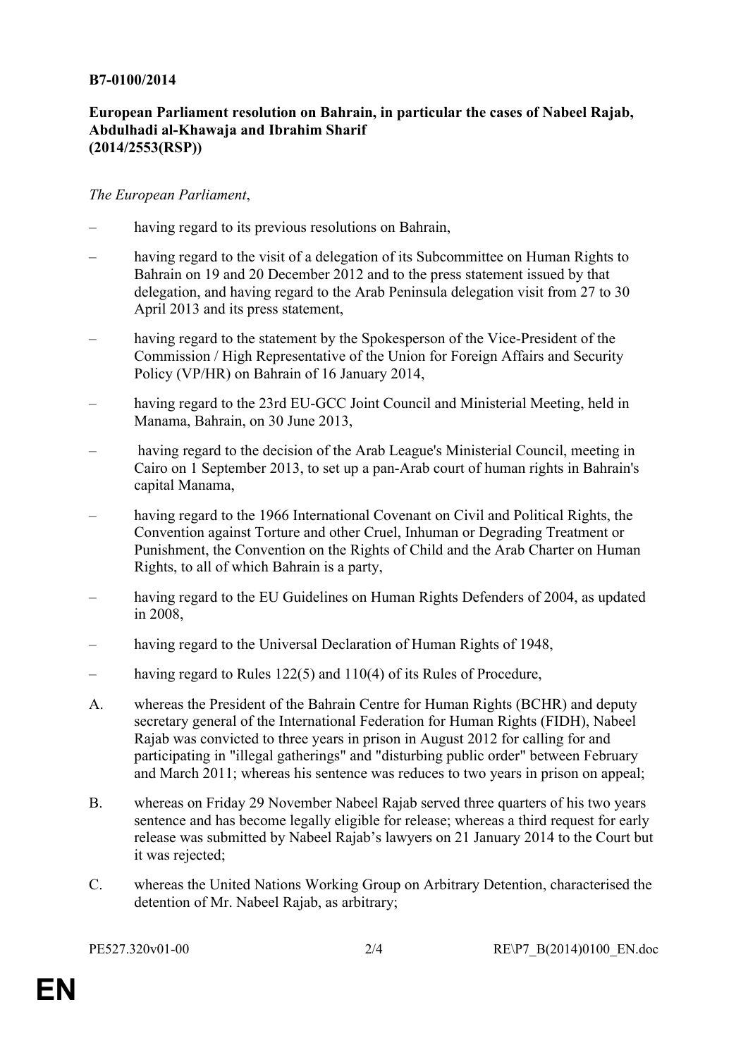**B7-0100/2014**

**European Parliament resolution on Bahrain, in particular the cases of Nabeel Rajab, Abdulhadi al-Khawaja and Ibrahim Sharif (2014/2553(RSP))**

*The European Parliament*,

– having regard to its previous resolutions on Bahrain,

– having regard to the visit of a delegation of its Subcommittee on Human Rights to Bahrain on 19 and 20 December 2012 and to the press statement issued by that delegation, and having regard to the Arab Peninsula delegation visit from 27 to 30 April 2013 and its press statement,

– having regard to the statement by the Spokesperson of the Vice-President of the Commission / High Representative of the Union for Foreign Affairs and Security Policy (VP/HR) on Bahrain of 16 January 2014,

– having regard to the 23rd EU-GCC Joint Council and Ministerial Meeting, held in Manama, Bahrain, on 30 June 2013,

– having regard to the decision of the Arab League's Ministerial Council, meeting in Cairo on 1 September 2013, to set up a pan-Arab court of human rights in Bahrain's capital Manama,

– having regard to the 1966 International Covenant on Civil and Political Rights, the Convention against Torture and other Cruel, Inhuman or Degrading Treatment or Punishment, the Convention on the Rights of Child and the Arab Charter on Human Rights, to all of which Bahrain is a party,

– having regard to the EU Guidelines on Human Rights Defenders of 2004, as updated in 2008,

– having regard to the Universal Declaration of Human Rights of 1948,

– having regard to Rules 122(5) and 110(4) of its Rules of Procedure,

A. whereas the President of the Bahrain Centre for Human Rights (BCHR) and deputy secretary general of the International Federation for Human Rights (FIDH), Nabeel Rajab was convicted to three years in prison in August 2012 for calling for and participating in "illegal gatherings" and "disturbing public order" between February and March 2011; whereas his sentence was reduces to two years in prison on appeal;

B. whereas on Friday 29 November Nabeel Rajab served three quarters of his two years sentence and has become legally eligible for release; whereas a third request for early release was submitted by Nabeel Rajab's lawyers on 21 January 2014 to the Court but it was rejected;

C. whereas the United Nations Working Group on Arbitrary Detention, characterised the detention of Mr. Nabeel Rajab, as arbitrary;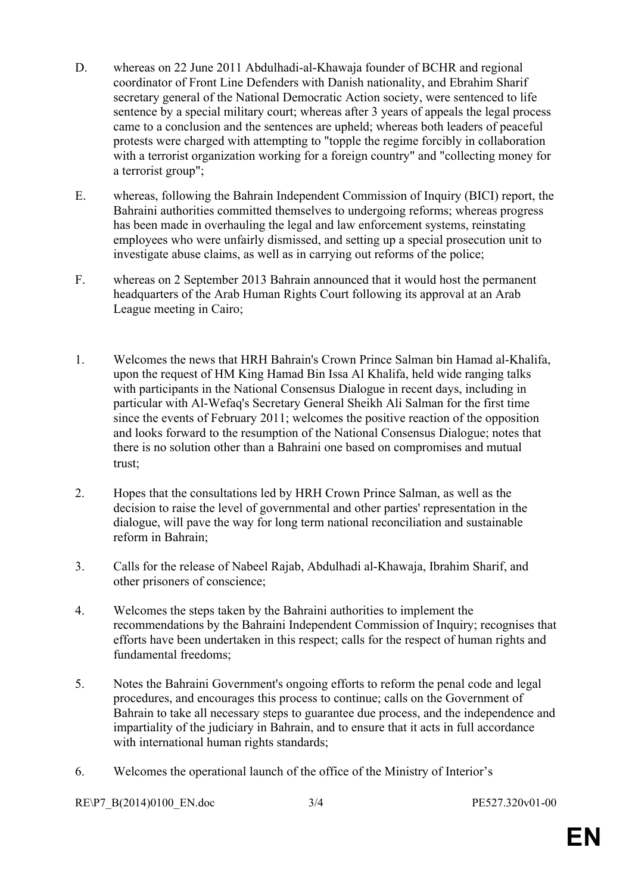D. whereas on 22 June 2011 Abdulhadi-al-Khawaja founder of BCHR and regional coordinator of Front Line Defenders with Danish nationality, and Ebrahim Sharif secretary general of the National Democratic Action society, were sentenced to life sentence by a special military court; whereas after 3 years of appeals the legal process came to a conclusion and the sentences are upheld; whereas both leaders of peaceful protests were charged with attempting to "topple the regime forcibly in collaboration with a terrorist organization working for a foreign country" and "collecting money for a terrorist group";

E. whereas, following the Bahrain Independent Commission of Inquiry (BICI) report, the Bahraini authorities committed themselves to undergoing reforms; whereas progress has been made in overhauling the legal and law enforcement systems, reinstating employees who were unfairly dismissed, and setting up a special prosecution unit to investigate abuse claims, as well as in carrying out reforms of the police;

F. whereas on 2 September 2013 Bahrain announced that it would host the permanent headquarters of the Arab Human Rights Court following its approval at an Arab League meeting in Cairo;

1. Welcomes the news that HRH Bahrain's Crown Prince Salman bin Hamad al-Khalifa, upon the request of HM King Hamad Bin Issa Al Khalifa, held wide ranging talks with participants in the National Consensus Dialogue in recent days, including in particular with Al-Wefaq's Secretary General Sheikh Ali Salman for the first time since the events of February 2011; welcomes the positive reaction of the opposition and looks forward to the resumption of the National Consensus Dialogue; notes that there is no solution other than a Bahraini one based on compromises and mutual trust;

2. Hopes that the consultations led by HRH Crown Prince Salman, as well as the decision to raise the level of governmental and other parties' representation in the dialogue, will pave the way for long term national reconciliation and sustainable reform in Bahrain;

3. Calls for the release of Nabeel Rajab, Abdulhadi al-Khawaja, Ibrahim Sharif, and other prisoners of conscience;

4. Welcomes the steps taken by the Bahraini authorities to implement the recommendations by the Bahraini Independent Commission of Inquiry; recognises that efforts have been undertaken in this respect; calls for the respect of human rights and fundamental freedoms;

5. Notes the Bahraini Government's ongoing efforts to reform the penal code and legal procedures, and encourages this process to continue; calls on the Government of Bahrain to take all necessary steps to guarantee due process, and the independence and impartiality of the judiciary in Bahrain, and to ensure that it acts in full accordance with international human rights standards;

6. Welcomes the operational launch of the office of the Ministry of Interior's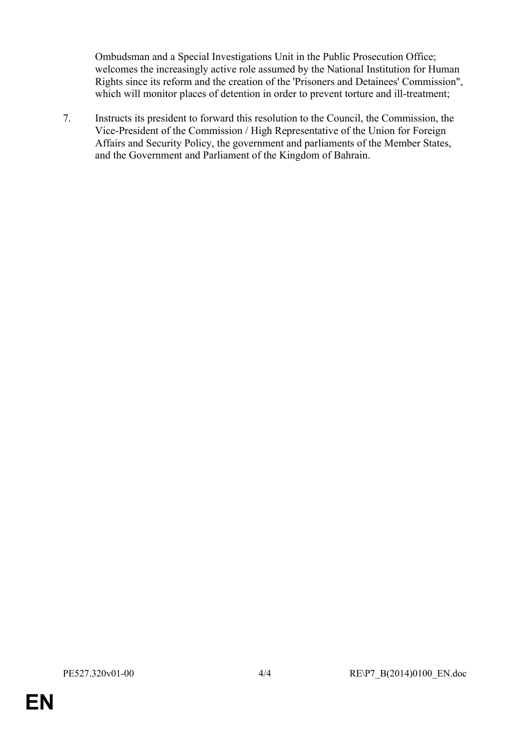Ombudsman and a Special Investigations Unit in the Public Prosecution Office; welcomes the increasingly active role assumed by the National Institution for Human Rights since its reform and the creation of the 'Prisoners and Detainees' Commission", which will monitor places of detention in order to prevent torture and ill-treatment;

7. Instructs its president to forward this resolution to the Council, the Commission, the Vice-President of the Commission / High Representative of the Union for Foreign Affairs and Security Policy, the government and parliaments of the Member States, and the Government and Parliament of the Kingdom of Bahrain.